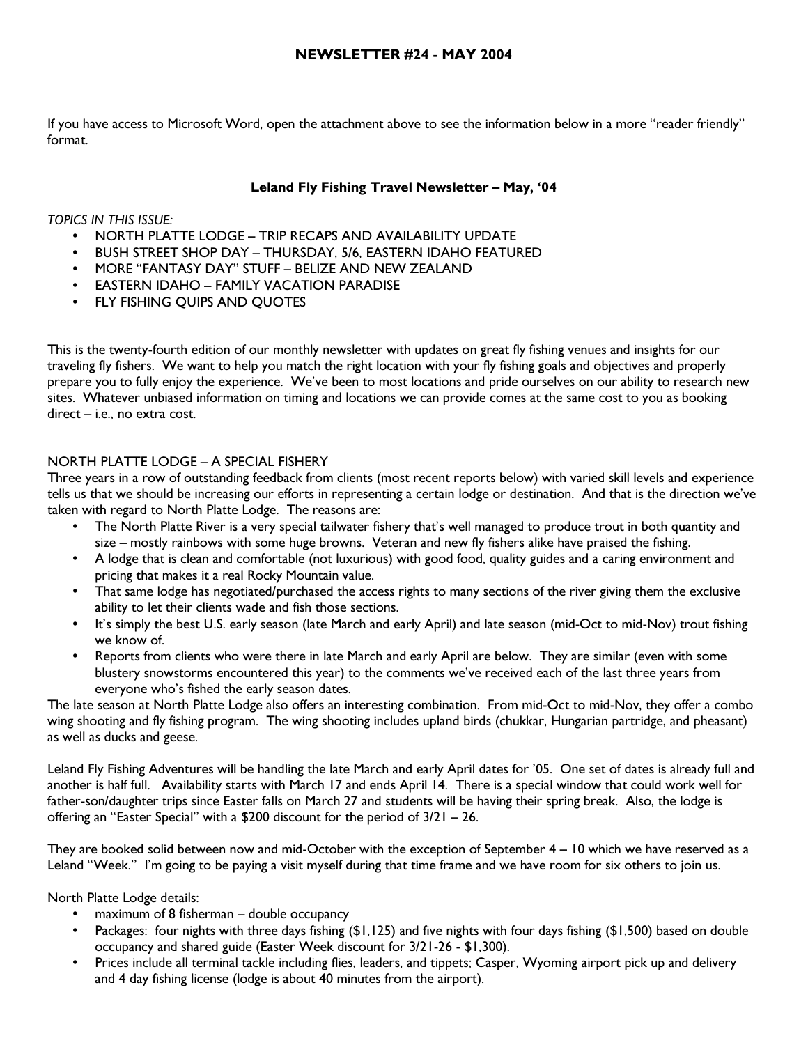# NEWSLETTER #24 - MAY 2004

If you have access to Microsoft Word, open the attachment above to see the information below in a more "reader friendly" format.

## Leland Fly Fishing Travel Newsletter – May, '04

*TOPICS IN THIS ISSUE:*

- NORTH PLATTE LODGE – TRIP RECAPS AND AVAILABILITY UPDATE
- BUSH STREET SHOP DAY – THURSDAY, 5/6, EASTERN IDAHO FEATURED
- MORE "FANTASY DAY" STUFF – BELIZE AND NEW ZEALAND
- EASTERN IDAHO – FAMILY VACATION PARADISE
- FLY FISHING QUIPS AND QUOTES

This is the twenty-fourth edition of our monthly newsletter with updates on great fly fishing venues and insights for our traveling fly fishers. We want to help you match the right location with your fly fishing goals and objectives and properly prepare you to fully enjoy the experience. We've been to most locations and pride ourselves on our ability to research new sites. Whatever unbiased information on timing and locations we can provide comes at the same cost to you as booking direct – i.e., no extra cost.

### NORTH PLATTE LODGE – A SPECIAL FISHERY

Three years in a row of outstanding feedback from clients (most recent reports below) with varied skill levels and experience tells us that we should be increasing our efforts in representing a certain lodge or destination. And that is the direction we've taken with regard to North Platte Lodge. The reasons are:

- The North Platte River is a very special tailwater fishery that's well managed to produce trout in both quantity and size – mostly rainbows with some huge browns. Veteran and new fly fishers alike have praised the fishing.
- A lodge that is clean and comfortable (not luxurious) with good food, quality guides and a caring environment and pricing that makes it a real Rocky Mountain value.
- That same lodge has negotiated/purchased the access rights to many sections of the river giving them the exclusive ability to let their clients wade and fish those sections.
- It's simply the best U.S. early season (late March and early April) and late season (mid-Oct to mid-Nov) trout fishing we know of.
- Reports from clients who were there in late March and early April are below. They are similar (even with some blustery snowstorms encountered this year) to the comments we've received each of the last three years from everyone who's fished the early season dates.

The late season at North Platte Lodge also offers an interesting combination. From mid-Oct to mid-Nov, they offer a combo wing shooting and fly fishing program. The wing shooting includes upland birds (chukkar, Hungarian partridge, and pheasant) as well as ducks and geese.

Leland Fly Fishing Adventures will be handling the late March and early April dates for '05. One set of dates is already full and another is half full. Availability starts with March 17 and ends April 14. There is a special window that could work well for father-son/daughter trips since Easter falls on March 27 and students will be having their spring break. Also, the lodge is offering an "Easter Special" with a $200 discount for the period of 3/21 – 26.

They are booked solid between now and mid-October with the exception of September 4 – 10 which we have reserved as a Leland "Week." I'm going to be paying a visit myself during that time frame and we have room for six others to join us.

North Platte Lodge details:

- maximum of 8 fisherman – double occupancy
- Packages: four nights with three days fishing ($1,125) and five nights with four days fishing ($1,500) based on double occupancy and shared guide (Easter Week discount for 3/21-26 - $1,300).
- Prices include all terminal tackle including flies, leaders, and tippets; Casper, Wyoming airport pick up and delivery and 4 day fishing license (lodge is about 40 minutes from the airport).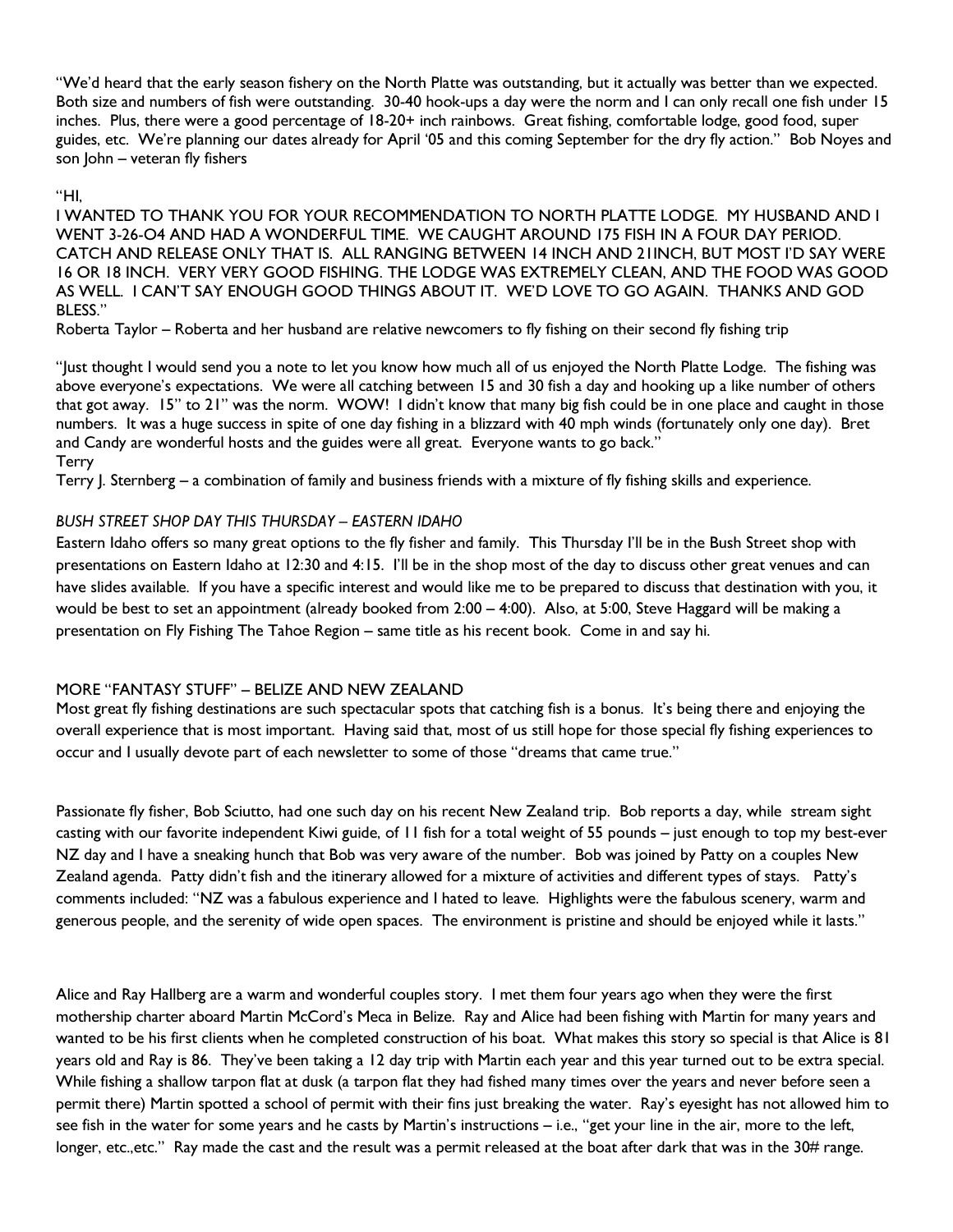"We'd heard that the early season fishery on the North Platte was outstanding, but it actually was better than we expected. Both size and numbers of fish were outstanding. 30-40 hook-ups a day were the norm and I can only recall one fish under 15 inches. Plus, there were a good percentage of 18-20+ inch rainbows. Great fishing, comfortable lodge, good food, super guides, etc. We're planning our dates already for April '05 and this coming September for the dry fly action." Bob Noyes and son John – veteran fly fishers

"HI,
I WANTED TO THANK YOU FOR YOUR RECOMMENDATION TO NORTH PLATTE LODGE. MY HUSBAND AND I WENT 3-26-O4 AND HAD A WONDERFUL TIME. WE CAUGHT AROUND 175 FISH IN A FOUR DAY PERIOD. CATCH AND RELEASE ONLY THAT IS. ALL RANGING BETWEEN 14 INCH AND 21INCH, BUT MOST I'D SAY WERE 16 OR 18 INCH. VERY VERY GOOD FISHING. THE LODGE WAS EXTREMELY CLEAN, AND THE FOOD WAS GOOD AS WELL. I CAN'T SAY ENOUGH GOOD THINGS ABOUT IT. WE'D LOVE TO GO AGAIN. THANKS AND GOD BLESS."
Roberta Taylor – Roberta and her husband are relative newcomers to fly fishing on their second fly fishing trip

"Just thought I would send you a note to let you know how much all of us enjoyed the North Platte Lodge. The fishing was above everyone's expectations. We were all catching between 15 and 30 fish a day and hooking up a like number of others that got away. 15" to 21" was the norm. WOW! I didn't know that many big fish could be in one place and caught in those numbers. It was a huge success in spite of one day fishing in a blizzard with 40 mph winds (fortunately only one day). Bret and Candy are wonderful hosts and the guides were all great. Everyone wants to go back."
Terry
Terry J. Sternberg – a combination of family and business friends with a mixture of fly fishing skills and experience.

*BUSH STREET SHOP DAY THIS THURSDAY – EASTERN IDAHO*

Eastern Idaho offers so many great options to the fly fisher and family. This Thursday I'll be in the Bush Street shop with presentations on Eastern Idaho at 12:30 and 4:15. I'll be in the shop most of the day to discuss other great venues and can have slides available. If you have a specific interest and would like me to be prepared to discuss that destination with you, it would be best to set an appointment (already booked from 2:00 – 4:00). Also, at 5:00, Steve Haggard will be making a presentation on Fly Fishing The Tahoe Region – same title as his recent book. Come in and say hi.

MORE "FANTASY STUFF" – BELIZE AND NEW ZEALAND

Most great fly fishing destinations are such spectacular spots that catching fish is a bonus. It's being there and enjoying the overall experience that is most important. Having said that, most of us still hope for those special fly fishing experiences to occur and I usually devote part of each newsletter to some of those "dreams that came true."

Passionate fly fisher, Bob Sciutto, had one such day on his recent New Zealand trip. Bob reports a day, while stream sight casting with our favorite independent Kiwi guide, of 11 fish for a total weight of 55 pounds – just enough to top my best-ever NZ day and I have a sneaking hunch that Bob was very aware of the number. Bob was joined by Patty on a couples New Zealand agenda. Patty didn't fish and the itinerary allowed for a mixture of activities and different types of stays. Patty's comments included: "NZ was a fabulous experience and I hated to leave. Highlights were the fabulous scenery, warm and generous people, and the serenity of wide open spaces. The environment is pristine and should be enjoyed while it lasts."

Alice and Ray Hallberg are a warm and wonderful couples story. I met them four years ago when they were the first mothership charter aboard Martin McCord's Meca in Belize. Ray and Alice had been fishing with Martin for many years and wanted to be his first clients when he completed construction of his boat. What makes this story so special is that Alice is 81 years old and Ray is 86. They've been taking a 12 day trip with Martin each year and this year turned out to be extra special. While fishing a shallow tarpon flat at dusk (a tarpon flat they had fished many times over the years and never before seen a permit there) Martin spotted a school of permit with their fins just breaking the water. Ray's eyesight has not allowed him to see fish in the water for some years and he casts by Martin's instructions – i.e., "get your line in the air, more to the left, longer, etc.,etc." Ray made the cast and the result was a permit released at the boat after dark that was in the 30# range.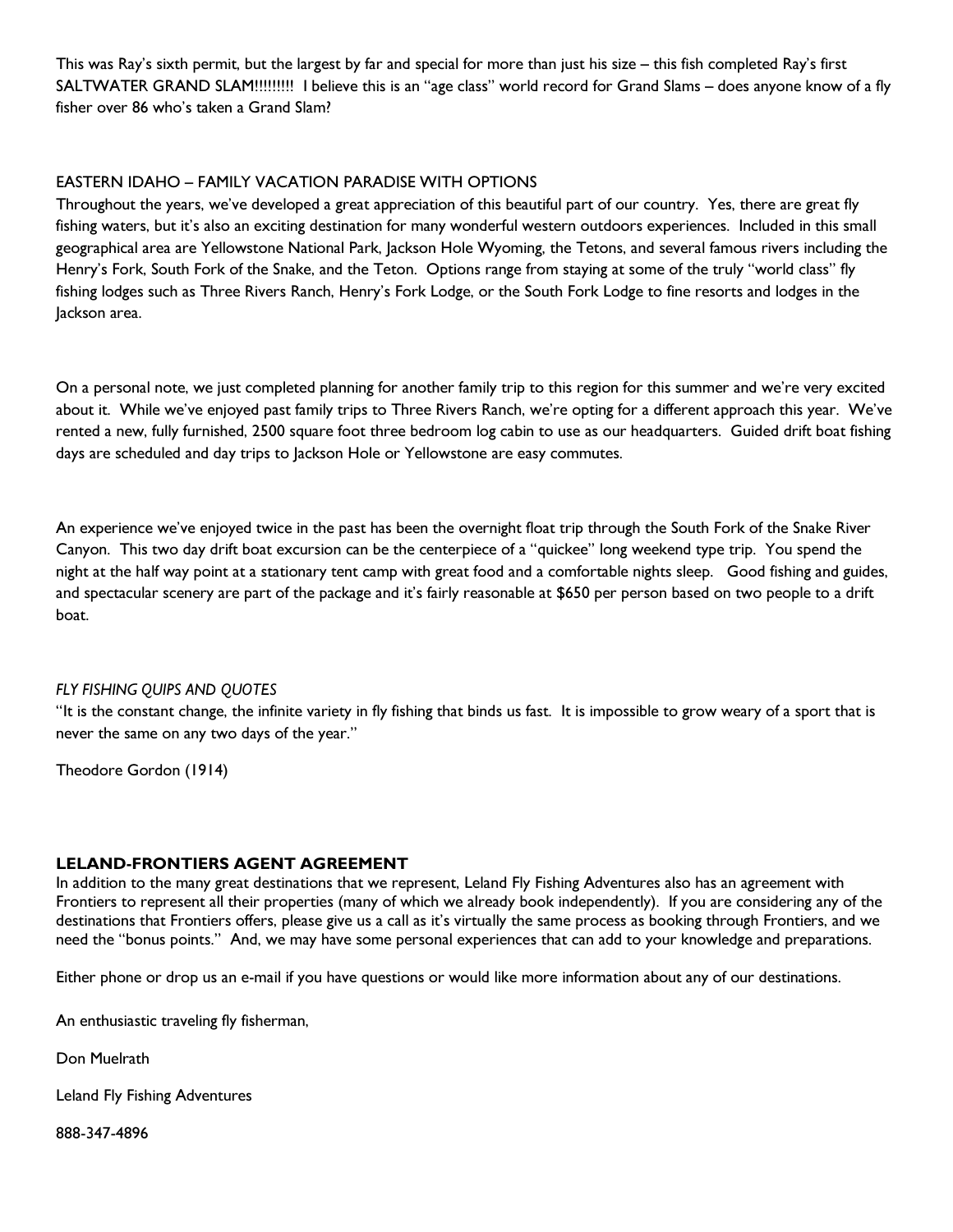This was Ray's sixth permit, but the largest by far and special for more than just his size – this fish completed Ray's first SALTWATER GRAND SLAM!!!!!!!!! I believe this is an "age class" world record for Grand Slams – does anyone know of a fly fisher over 86 who's taken a Grand Slam?

EASTERN IDAHO – FAMILY VACATION PARADISE WITH OPTIONS

Throughout the years, we've developed a great appreciation of this beautiful part of our country. Yes, there are great fly fishing waters, but it's also an exciting destination for many wonderful western outdoors experiences. Included in this small geographical area are Yellowstone National Park, Jackson Hole Wyoming, the Tetons, and several famous rivers including the Henry's Fork, South Fork of the Snake, and the Teton. Options range from staying at some of the truly "world class" fly fishing lodges such as Three Rivers Ranch, Henry's Fork Lodge, or the South Fork Lodge to fine resorts and lodges in the Jackson area.

On a personal note, we just completed planning for another family trip to this region for this summer and we're very excited about it. While we've enjoyed past family trips to Three Rivers Ranch, we're opting for a different approach this year. We've rented a new, fully furnished, 2500 square foot three bedroom log cabin to use as our headquarters. Guided drift boat fishing days are scheduled and day trips to Jackson Hole or Yellowstone are easy commutes.

An experience we've enjoyed twice in the past has been the overnight float trip through the South Fork of the Snake River Canyon. This two day drift boat excursion can be the centerpiece of a "quickee" long weekend type trip. You spend the night at the half way point at a stationary tent camp with great food and a comfortable nights sleep. Good fishing and guides, and spectacular scenery are part of the package and it's fairly reasonable at $650 per person based on two people to a drift boat.

*FLY FISHING QUIPS AND QUOTES*

"It is the constant change, the infinite variety in fly fishing that binds us fast. It is impossible to grow weary of a sport that is never the same on any two days of the year."

Theodore Gordon (1914)

**LELAND-FRONTIERS AGENT AGREEMENT**

In addition to the many great destinations that we represent, Leland Fly Fishing Adventures also has an agreement with Frontiers to represent all their properties (many of which we already book independently). If you are considering any of the destinations that Frontiers offers, please give us a call as it's virtually the same process as booking through Frontiers, and we need the "bonus points." And, we may have some personal experiences that can add to your knowledge and preparations.

Either phone or drop us an e-mail if you have questions or would like more information about any of our destinations.

An enthusiastic traveling fly fisherman,

Don Muelrath

Leland Fly Fishing Adventures

888-347-4896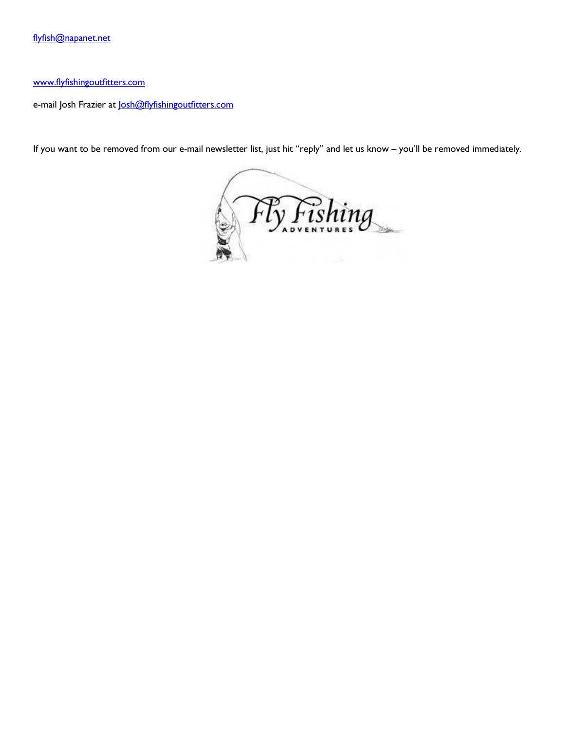flyfish@napanet.net

www.flyfishingoutfitters.com

e-mail Josh Frazier at Josh@flyfishingoutfitters.com

If you want to be removed from our e-mail newsletter list, just hit "reply" and let us know – you'll be removed immediately.

Fly Fishing ADVENTURES